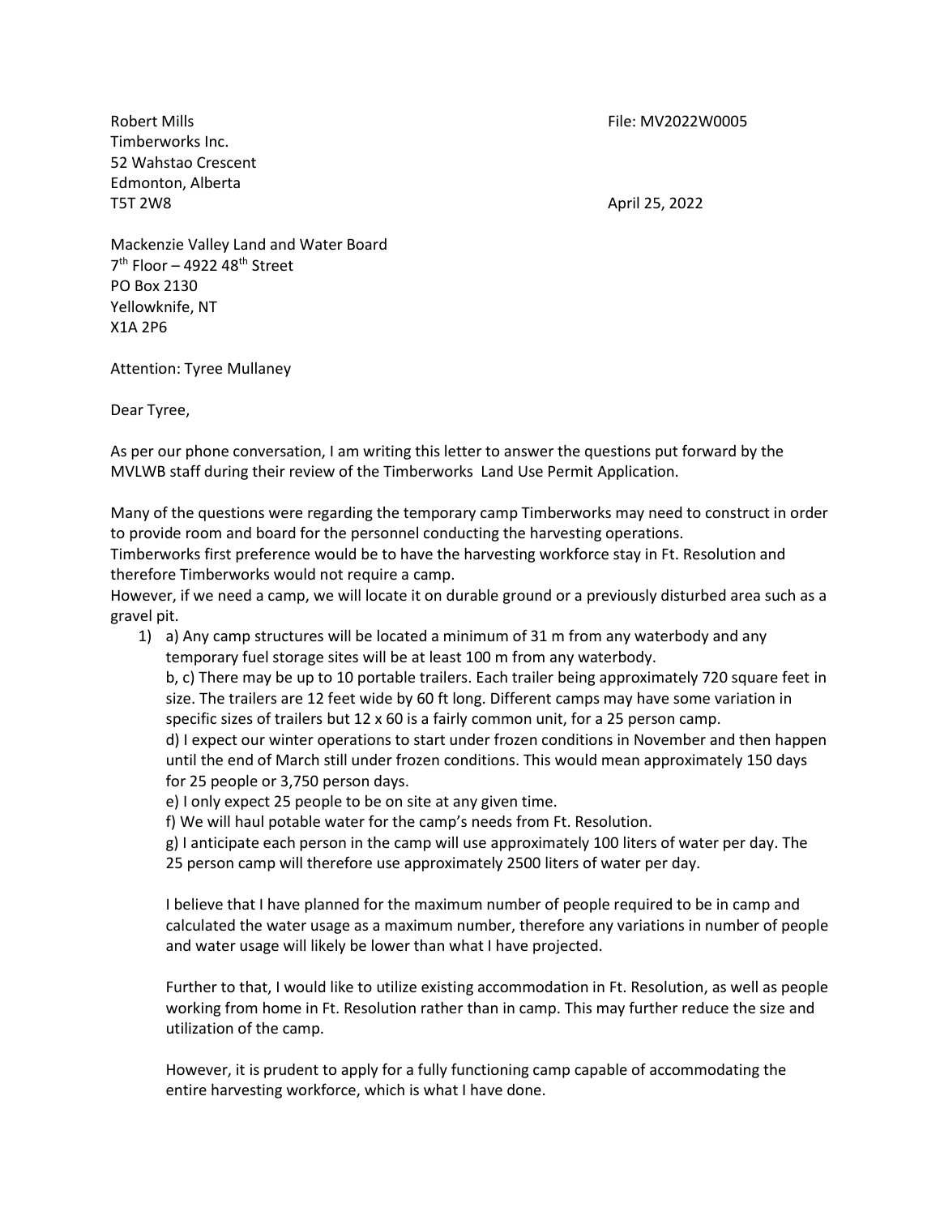Robert Mills  
Timberworks Inc.  
52 Wahstao Crescent  
Edmonton, Alberta  
T5T 2W8

File: MV2022W0005

April 25, 2022

Mackenzie Valley Land and Water Board  
7th Floor – 4922 48th Street  
PO Box 2130  
Yellowknife, NT  
X1A 2P6

Attention: Tyree Mullaney

Dear Tyree,

As per our phone conversation, I am writing this letter to answer the questions put forward by the MVLWB staff during their review of the Timberworks Land Use Permit Application.

Many of the questions were regarding the temporary camp Timberworks may need to construct in order to provide room and board for the personnel conducting the harvesting operations.  
Timberworks first preference would be to have the harvesting workforce stay in Ft. Resolution and therefore Timberworks would not require a camp.  
However, if we need a camp, we will locate it on durable ground or a previously disturbed area such as a gravel pit.

1) a) Any camp structures will be located a minimum of 31 m from any waterbody and any temporary fuel storage sites will be at least 100 m from any waterbody.  
   b, c) There may be up to 10 portable trailers. Each trailer being approximately 720 square feet in size. The trailers are 12 feet wide by 60 ft long. Different camps may have some variation in specific sizes of trailers but 12 x 60 is a fairly common unit, for a 25 person camp.  
   d) I expect our winter operations to start under frozen conditions in November and then happen until the end of March still under frozen conditions. This would mean approximately 150 days for 25 people or 3,750 person days.  
   e) I only expect 25 people to be on site at any given time.  
   f) We will haul potable water for the camp's needs from Ft. Resolution.  
   g) I anticipate each person in the camp will use approximately 100 liters of water per day. The 25 person camp will therefore use approximately 2500 liters of water per day.

   I believe that I have planned for the maximum number of people required to be in camp and calculated the water usage as a maximum number, therefore any variations in number of people and water usage will likely be lower than what I have projected.

   Further to that, I would like to utilize existing accommodation in Ft. Resolution, as well as people working from home in Ft. Resolution rather than in camp. This may further reduce the size and utilization of the camp.

   However, it is prudent to apply for a fully functioning camp capable of accommodating the entire harvesting workforce, which is what I have done.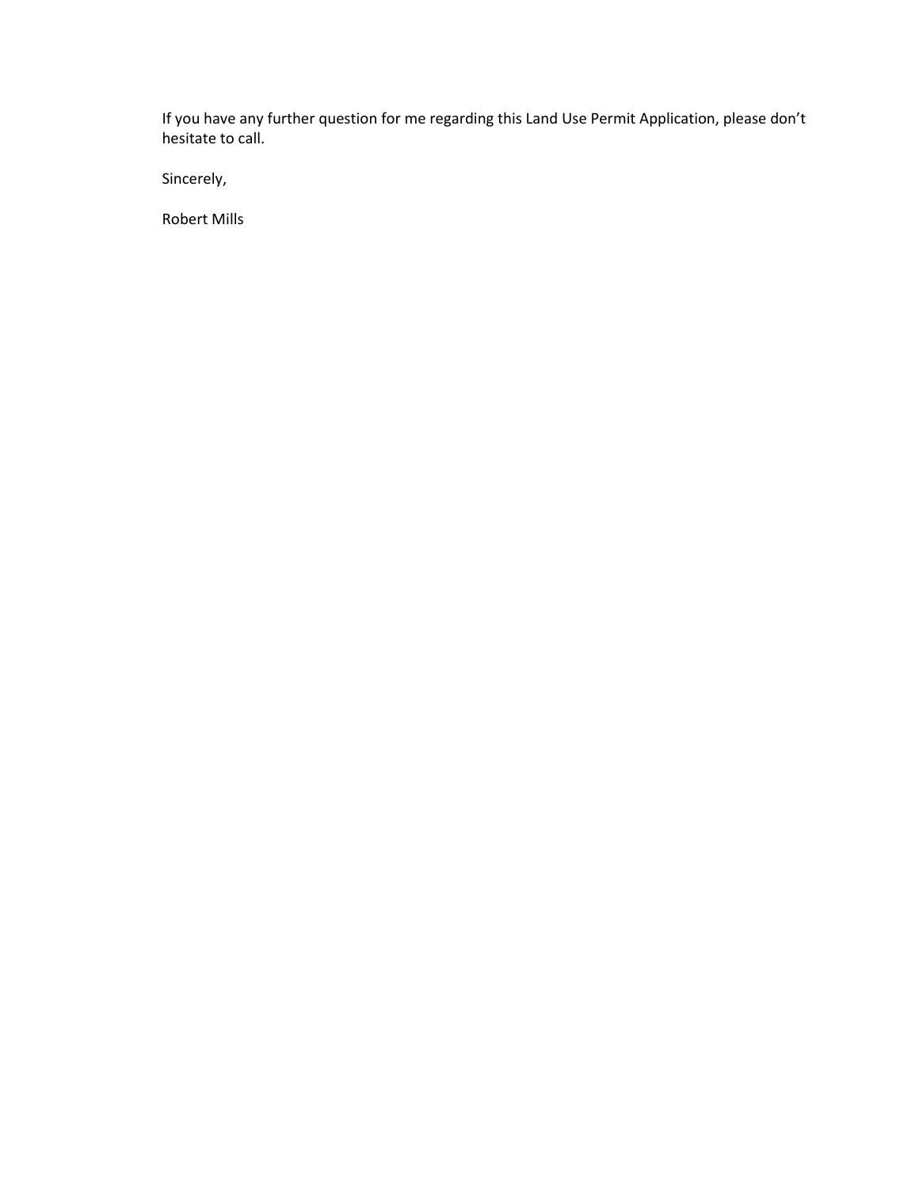If you have any further question for me regarding this Land Use Permit Application, please don't hesitate to call.

Sincerely,

Robert Mills